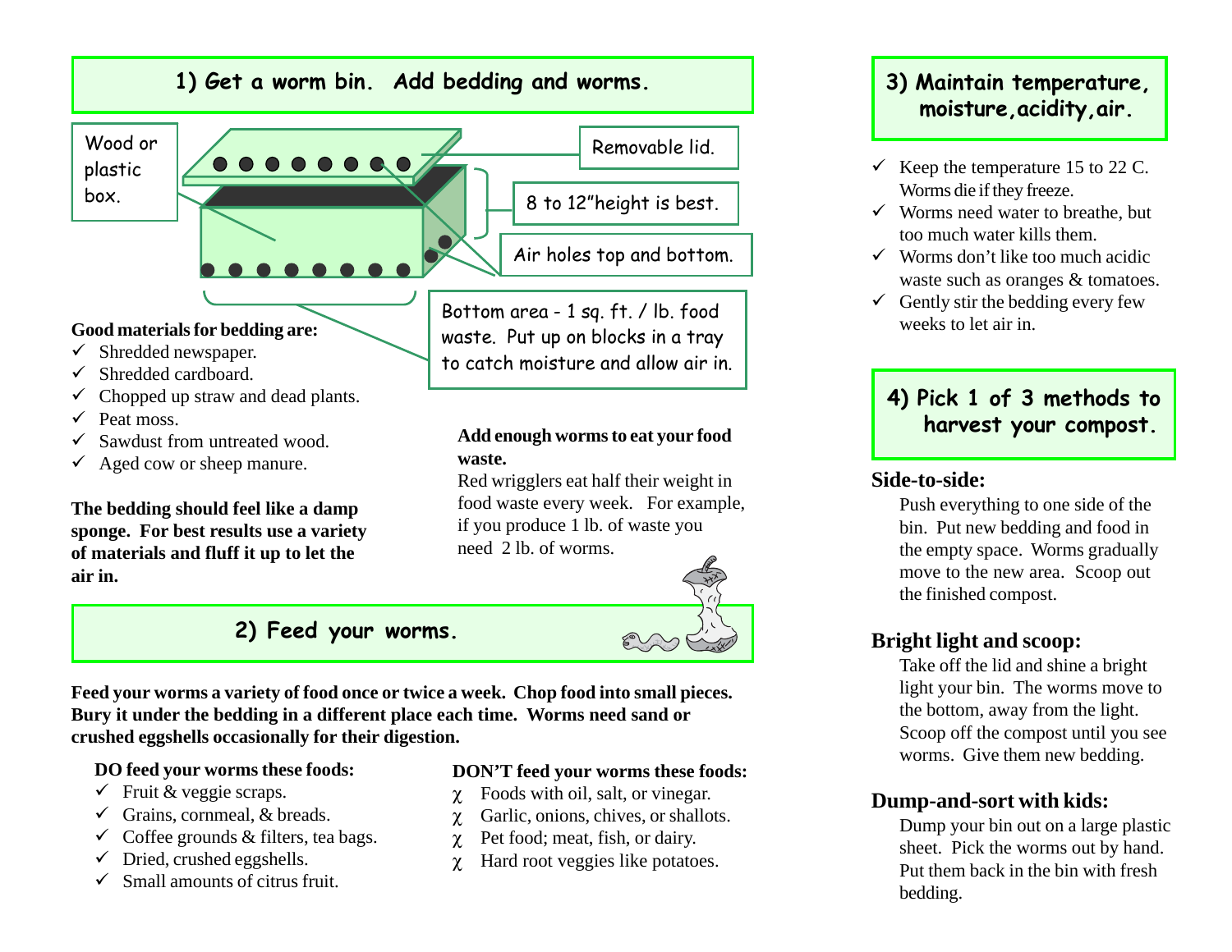## 1) Get a worm bin. Add bedding and worms.

Wood or plastic box.

Removable lid.

8 to 12"height is best.

Air holes top and bottom.

Bottom area - 1 sq. ft. / lb. food waste. Put up on blocks in a tray to catch moisture and allow air in.

**Good materials for bedding are:**

- ✓ Shredded newspaper.
- ✓ Shredded cardboard.
- ✓ Chopped up straw and dead plants.
- ✓ Peat moss.
- ✓ Sawdust from untreated wood.
- ✓ Aged cow or sheep manure.

**The bedding should feel like a damp sponge. For best results use a variety of materials and fluff it up to let the air in.**

**Add enough worms to eat your food waste.**

Red wrigglers eat half their weight in food waste every week. For example, if you produce 1 lb. of waste you need 2 lb. of worms.

## 2) Feed your worms.

**Feed your worms a variety of food once or twice a week. Chop food into small pieces. Bury it under the bedding in a different place each time. Worms need sand or crushed eggshells occasionally for their digestion.**

**DO feed your worms these foods:**

- ✓ Fruit & veggie scraps.
- ✓ Grains, cornmeal, & breads.
- ✓ Coffee grounds & filters, tea bags.
- ✓ Dried, crushed eggshells.
- ✓ Small amounts of citrus fruit.

**DON'T feed your worms these foods:**

- χ Foods with oil, salt, or vinegar.
- χ Garlic, onions, chives, or shallots.
- χ Pet food; meat, fish, or dairy.
- χ Hard root veggies like potatoes.

## 3) Maintain temperature, moisture, acidity, air.

- ✓ Keep the temperature 15 to 22 C. Worms die if they freeze.
- ✓ Worms need water to breathe, but too much water kills them.
- ✓ Worms don't like too much acidic waste such as oranges & tomatoes.
- ✓ Gently stir the bedding every few weeks to let air in.

## 4) Pick 1 of 3 methods to harvest your compost.

### Side-to-side:

Push everything to one side of the bin. Put new bedding and food in the empty space. Worms gradually move to the new area. Scoop out the finished compost.

### Bright light and scoop:

Take off the lid and shine a bright light your bin. The worms move to the bottom, away from the light. Scoop off the compost until you see worms. Give them new bedding.

### Dump-and-sort with kids:

Dump your bin out on a large plastic sheet. Pick the worms out by hand. Put them back in the bin with fresh bedding.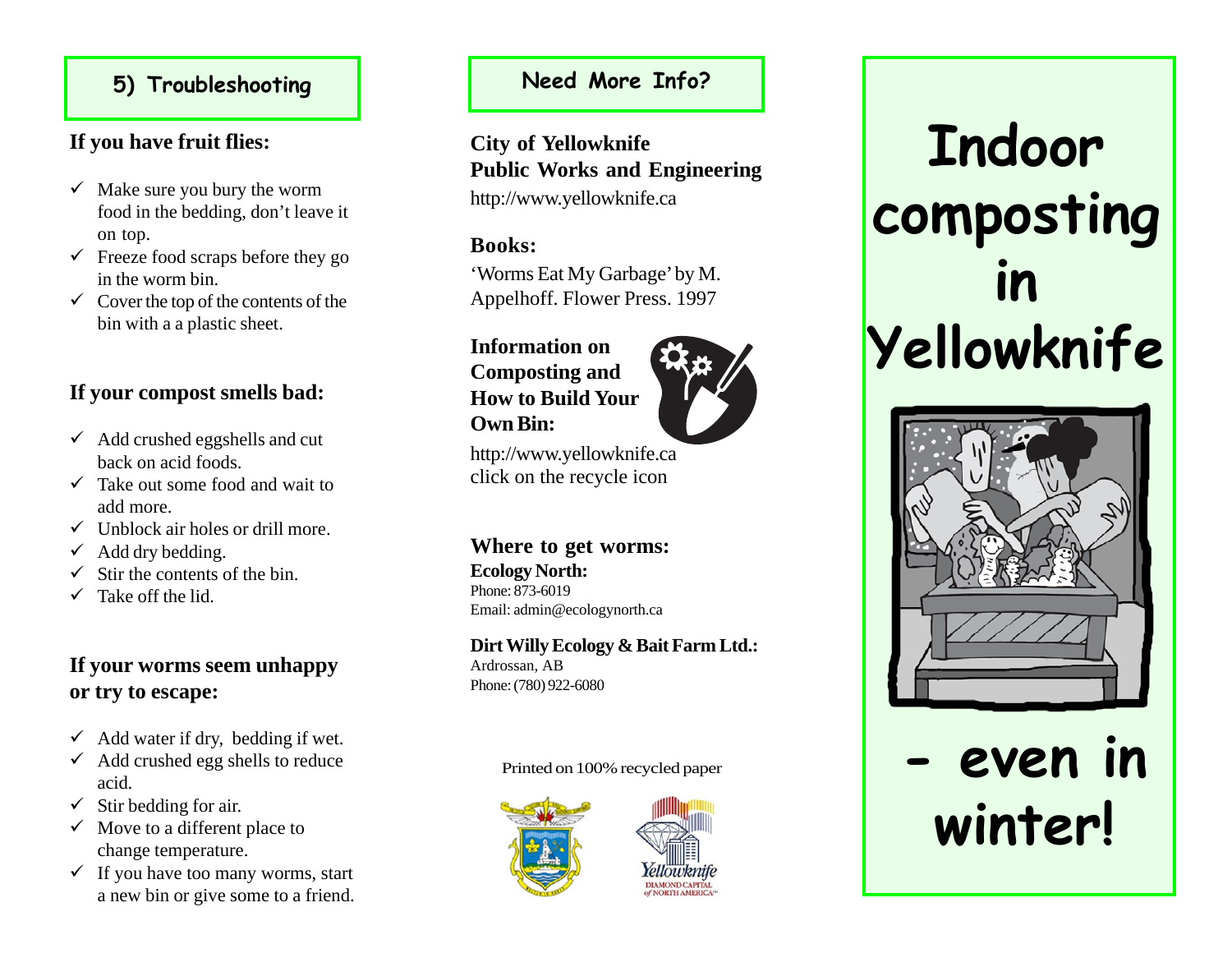## 5) Troubleshooting

### If you have fruit flies:

- ✓ Make sure you bury the worm food in the bedding, don't leave it on top.
- ✓ Freeze food scraps before they go in the worm bin.
- ✓ Cover the top of the contents of the bin with a a plastic sheet.

### If your compost smells bad:

- ✓ Add crushed eggshells and cut back on acid foods.
- ✓ Take out some food and wait to add more.
- ✓ Unblock air holes or drill more.
- ✓ Add dry bedding.
- ✓ Stir the contents of the bin.
- ✓ Take off the lid.

### If your worms seem unhappy or try to escape:

- ✓ Add water if dry, bedding if wet.
- ✓ Add crushed egg shells to reduce acid.
- ✓ Stir bedding for air.
- ✓ Move to a different place to change temperature.
- ✓ If you have too many worms, start a new bin or give some to a friend.

## Need More Info?

**City of Yellowknife**
**Public Works and Engineering**
http://www.yellowknife.ca

**Books:**
'Worms Eat My Garbage' by M. Appelhoff. Flower Press. 1997

**Information on Composting and How to Build Your Own Bin:**
http://www.yellowknife.ca
click on the recycle icon

**Where to get worms:**

**Ecology North:**
Phone: 873-6019
Email: admin@ecologynorth.ca

**Dirt Willy Ecology & Bait Farm Ltd.:**
Ardrossan, AB
Phone: (780) 922-6080

Printed on 100% recycled paper

Yellowknife
DIAMOND CAPITAL of NORTH AMERICA

# Indoor composting in Yellowknife

# - even in winter!